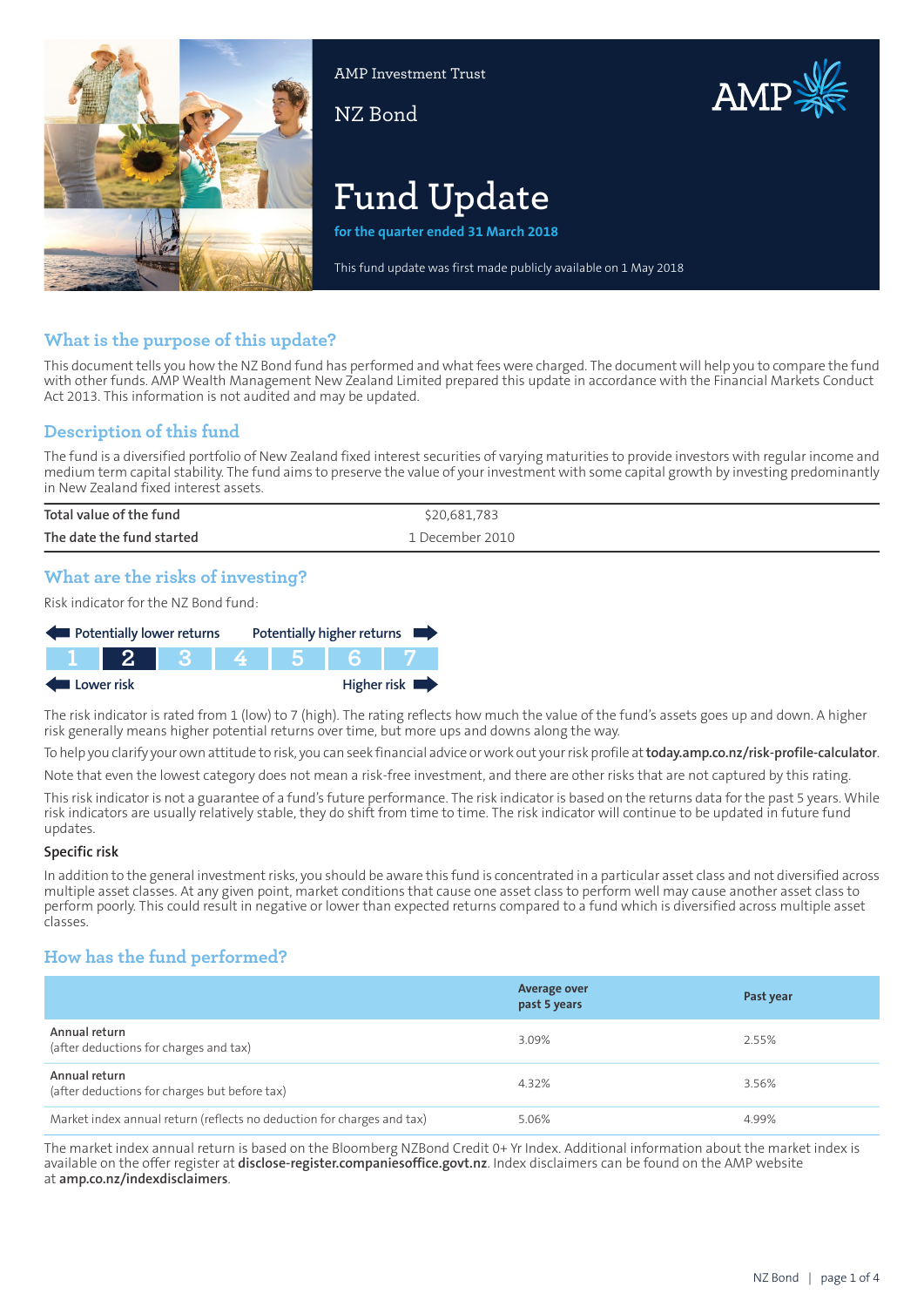AMP Investment Trust

NZ Bond

# Fund Update

**for the quarter ended 31 March 2018**

This fund update was first made publicly available on 1 May 2018

## What is the purpose of this update?

This document tells you how the NZ Bond fund has performed and what fees were charged. The document will help you to compare the fund with other funds. AMP Wealth Management New Zealand Limited prepared this update in accordance with the Financial Markets Conduct Act 2013. This information is not audited and may be updated.

## Description of this fund

The fund is a diversified portfolio of New Zealand fixed interest securities of varying maturities to provide investors with regular income and medium term capital stability. The fund aims to preserve the value of your investment with some capital growth by investing predominantly in New Zealand fixed interest assets.

| | |
|---|---|
| Total value of the fund | $20,681,783 |
| The date the fund started | 1 December 2010 |

## What are the risks of investing?

Risk indicator for the NZ Bond fund:

| Potentially lower returns | | | | | | Potentially higher returns |
|---|---|---|---|---|---|---|
| 1 | **2** | 3 | 4 | 5 | 6 | 7 |
| Lower risk | | | | | | Higher risk |

The risk indicator is rated from 1 (low) to 7 (high). The rating reflects how much the value of the fund's assets goes up and down. A higher risk generally means higher potential returns over time, but more ups and downs along the way.

To help you clarify your own attitude to risk, you can seek financial advice or work out your risk profile at **today.amp.co.nz/risk-profile-calculator**.

Note that even the lowest category does not mean a risk-free investment, and there are other risks that are not captured by this rating.

This risk indicator is not a guarantee of a fund's future performance. The risk indicator is based on the returns data for the past 5 years. While risk indicators are usually relatively stable, they do shift from time to time. The risk indicator will continue to be updated in future fund updates.

### Specific risk

In addition to the general investment risks, you should be aware this fund is concentrated in a particular asset class and not diversified across multiple asset classes. At any given point, market conditions that cause one asset class to perform well may cause another asset class to perform poorly. This could result in negative or lower than expected returns compared to a fund which is diversified across multiple asset classes.

## How has the fund performed?

| | Average over past 5 years | Past year |
|---|---|---|
| **Annual return** (after deductions for charges and tax) | 3.09% | 2.55% |
| **Annual return** (after deductions for charges but before tax) | 4.32% | 3.56% |
| Market index annual return (reflects no deduction for charges and tax) | 5.06% | 4.99% |

The market index annual return is based on the Bloomberg NZBond Credit 0+ Yr Index. Additional information about the market index is available on the offer register at **disclose-register.companiesoffice.govt.nz**. Index disclaimers can be found on the AMP website at **amp.co.nz/indexdisclaimers**.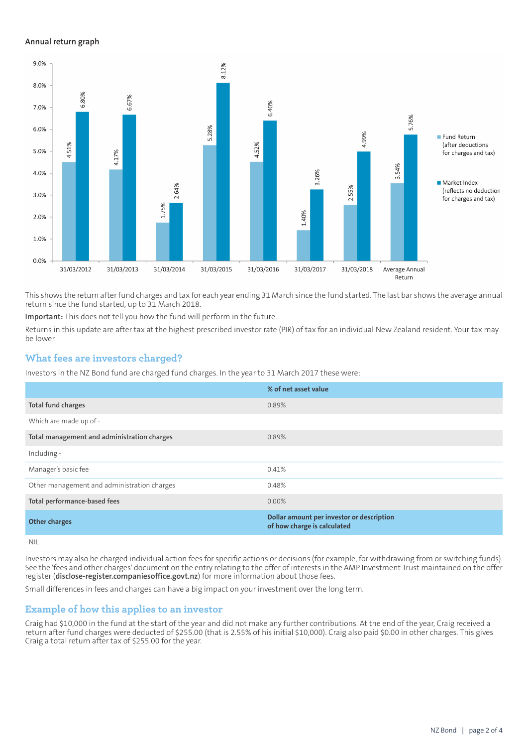### Annual return graph

| Year ending | Fund Return (after deductions for charges and tax) | Market Index (reflects no deduction for charges and tax) |
|---|---|---|
| 31/03/2012 | 4.51% | 6.80% |
| 31/03/2013 | 4.17% | 6.67% |
| 31/03/2014 | 1.75% | 2.64% |
| 31/03/2015 | 5.28% | 8.12% |
| 31/03/2016 | 4.52% | 6.40% |
| 31/03/2017 | 1.40% | 3.26% |
| 31/03/2018 | 2.55% | 4.99% |
| Average Annual Return | 3.54% | 5.76% |

This shows the return after fund charges and tax for each year ending 31 March since the fund started. The last bar shows the average annual return since the fund started, up to 31 March 2018.

**Important:** This does not tell you how the fund will perform in the future.

Returns in this update are after tax at the highest prescribed investor rate (PIR) of tax for an individual New Zealand resident. Your tax may be lower.

## What fees are investors charged?

Investors in the NZ Bond fund are charged fund charges. In the year to 31 March 2017 these were:

| | % of net asset value |
|---|---|
| **Total fund charges** | 0.89% |
| Which are made up of - | |
| **Total management and administration charges** | 0.89% |
| Including - | |
| Manager's basic fee | 0.41% |
| Other management and administration charges | 0.48% |
| **Total performance-based fees** | 0.00% |
| **Other charges** | **Dollar amount per investor or description of how charge is calculated** |
| NIL | |

Investors may also be charged individual action fees for specific actions or decisions (for example, for withdrawing from or switching funds). See the 'fees and other charges' document on the entry relating to the offer of interests in the AMP Investment Trust maintained on the offer register (**disclose-register.companiesoffice.govt.nz**) for more information about those fees.

Small differences in fees and charges can have a big impact on your investment over the long term.

## Example of how this applies to an investor

Craig had $10,000 in the fund at the start of the year and did not make any further contributions. At the end of the year, Craig received a return after fund charges were deducted of $255.00 (that is 2.55% of his initial $10,000). Craig also paid $0.00 in other charges. This gives Craig a total return after tax of $255.00 for the year.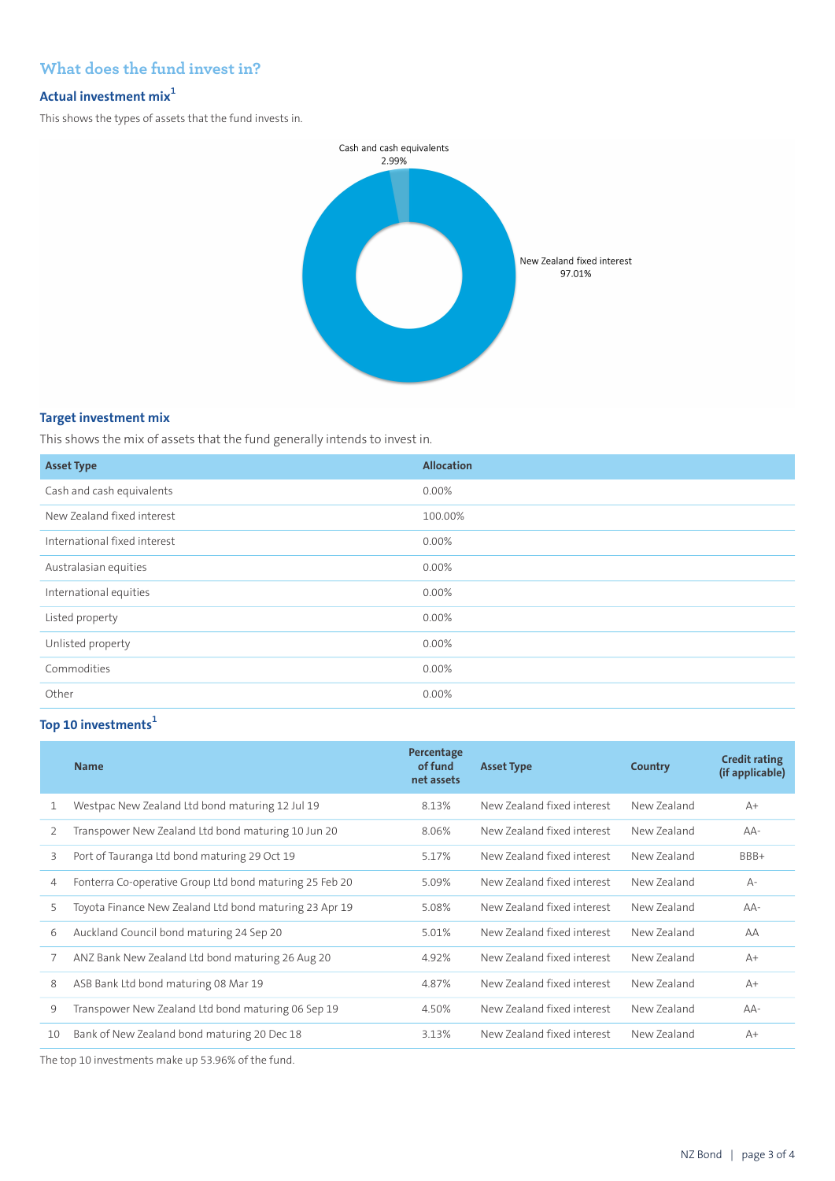## What does the fund invest in?

### Actual investment mix[1]

This shows the types of assets that the fund invests in.

Cash and cash equivalents
2.99%

New Zealand fixed interest
97.01%

### Target investment mix

This shows the mix of assets that the fund generally intends to invest in.

| Asset Type | Allocation |
|---|---|
| Cash and cash equivalents | 0.00% |
| New Zealand fixed interest | 100.00% |
| International fixed interest | 0.00% |
| Australasian equities | 0.00% |
| International equities | 0.00% |
| Listed property | 0.00% |
| Unlisted property | 0.00% |
| Commodities | 0.00% |
| Other | 0.00% |

### Top 10 investments[1]

| | Name | Percentage of fund net assets | Asset Type | Country | Credit rating (if applicable) |
|---|---|---|---|---|---|
| 1 | Westpac New Zealand Ltd bond maturing 12 Jul 19 | 8.13% | New Zealand fixed interest | New Zealand | A+ |
| 2 | Transpower New Zealand Ltd bond maturing 10 Jun 20 | 8.06% | New Zealand fixed interest | New Zealand | AA- |
| 3 | Port of Tauranga Ltd bond maturing 29 Oct 19 | 5.17% | New Zealand fixed interest | New Zealand | BBB+ |
| 4 | Fonterra Co-operative Group Ltd bond maturing 25 Feb 20 | 5.09% | New Zealand fixed interest | New Zealand | A- |
| 5 | Toyota Finance New Zealand Ltd bond maturing 23 Apr 19 | 5.08% | New Zealand fixed interest | New Zealand | AA- |
| 6 | Auckland Council bond maturing 24 Sep 20 | 5.01% | New Zealand fixed interest | New Zealand | AA |
| 7 | ANZ Bank New Zealand Ltd bond maturing 26 Aug 20 | 4.92% | New Zealand fixed interest | New Zealand | A+ |
| 8 | ASB Bank Ltd bond maturing 08 Mar 19 | 4.87% | New Zealand fixed interest | New Zealand | A+ |
| 9 | Transpower New Zealand Ltd bond maturing 06 Sep 19 | 4.50% | New Zealand fixed interest | New Zealand | AA- |
| 10 | Bank of New Zealand bond maturing 20 Dec 18 | 3.13% | New Zealand fixed interest | New Zealand | A+ |

The top 10 investments make up 53.96% of the fund.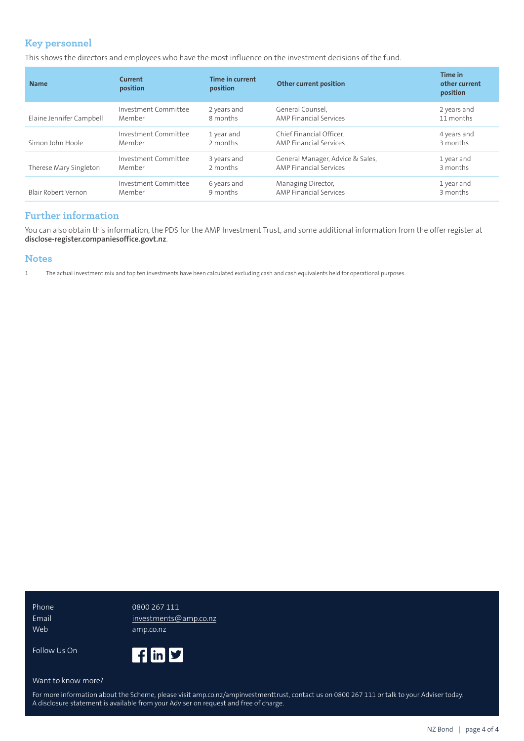## Key personnel

This shows the directors and employees who have the most influence on the investment decisions of the fund.

| Name | Current position | Time in current position | Other current position | Time in other current position |
|---|---|---|---|---|
| Elaine Jennifer Campbell | Investment Committee Member | 2 years and 8 months | General Counsel, AMP Financial Services | 2 years and 11 months |
| Simon John Hoole | Investment Committee Member | 1 year and 2 months | Chief Financial Officer, AMP Financial Services | 4 years and 3 months |
| Therese Mary Singleton | Investment Committee Member | 3 years and 2 months | General Manager, Advice & Sales, AMP Financial Services | 1 year and 3 months |
| Blair Robert Vernon | Investment Committee Member | 6 years and 9 months | Managing Director, AMP Financial Services | 1 year and 3 months |

## Further information

You can also obtain this information, the PDS for the AMP Investment Trust, and some additional information from the offer register at **disclose-register.companiesoffice.govt.nz**.

## Notes

1 The actual investment mix and top ten investments have been calculated excluding cash and cash equivalents held for operational purposes.

Phone 0800 267 111
Email investments@amp.co.nz
Web amp.co.nz

Follow Us On

Want to know more?

For more information about the Scheme, please visit amp.co.nz/ampinvestmenttrust, contact us on 0800 267 111 or talk to your Adviser today. A disclosure statement is available from your Adviser on request and free of charge.